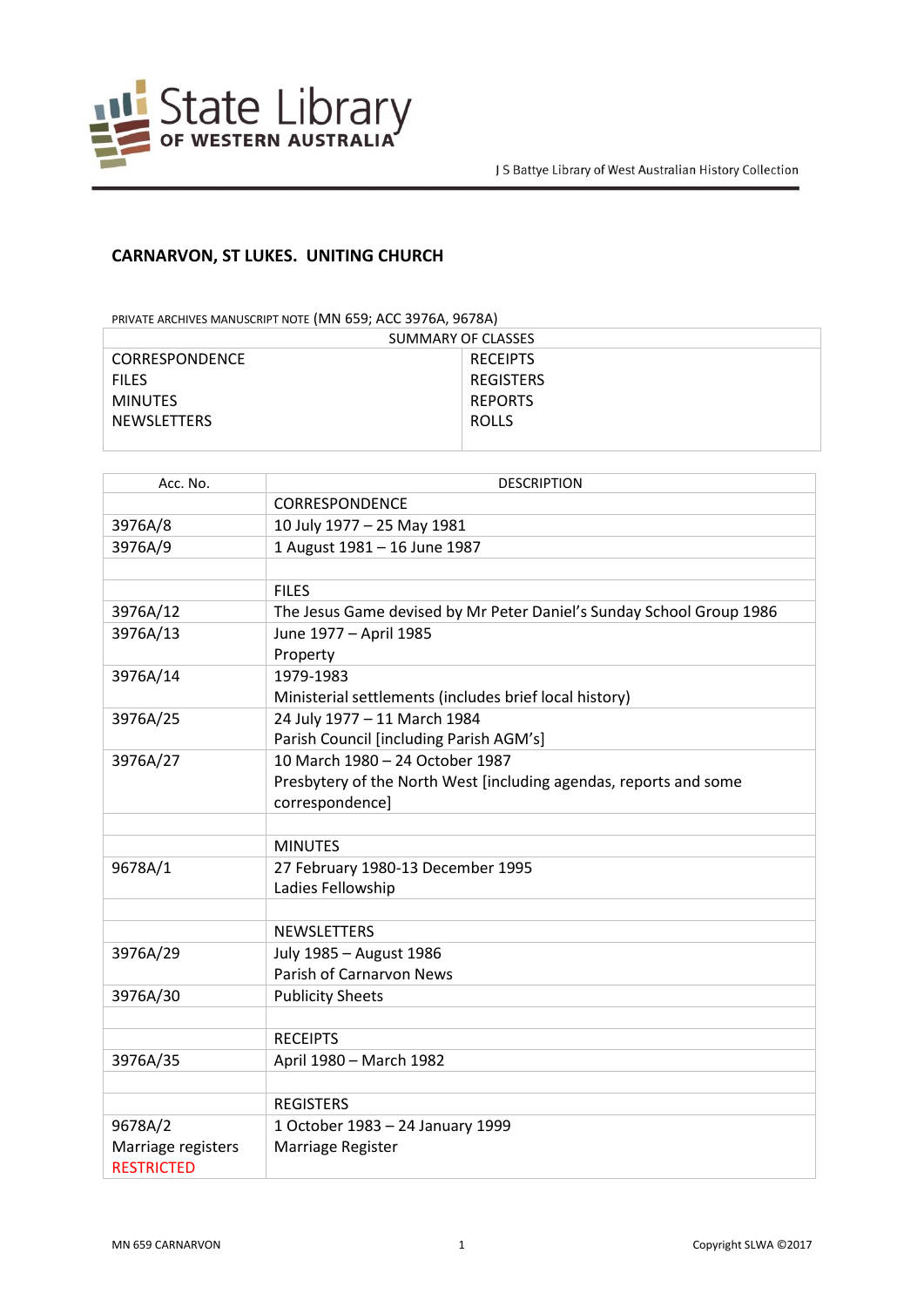J S Battye Library of West Australian History Collection

# CARNARVON, ST LUKES. UNITING CHURCH

PRIVATE ARCHIVES MANUSCRIPT NOTE (MN 659; ACC 3976A, 9678A)

| SUMMARY OF CLASSES | |
|---|---|
| CORRESPONDENCE | RECEIPTS |
| FILES | REGISTERS |
| MINUTES | REPORTS |
| NEWSLETTERS | ROLLS |

| Acc. No. | DESCRIPTION |
|---|---|
| | CORRESPONDENCE |
| 3976A/8 | 10 July 1977 – 25 May 1981 |
| 3976A/9 | 1 August 1981 – 16 June 1987 |
| | |
| | FILES |
| 3976A/12 | The Jesus Game devised by Mr Peter Daniel's Sunday School Group 1986 |
| 3976A/13 | June 1977 – April 1985<br>Property |
| 3976A/14 | 1979-1983<br>Ministerial settlements (includes brief local history) |
| 3976A/25 | 24 July 1977 – 11 March 1984<br>Parish Council [including Parish AGM's] |
| 3976A/27 | 10 March 1980 – 24 October 1987<br>Presbytery of the North West [including agendas, reports and some correspondence] |
| | |
| | MINUTES |
| 9678A/1 | 27 February 1980-13 December 1995<br>Ladies Fellowship |
| | |
| | NEWSLETTERS |
| 3976A/29 | July 1985 – August 1986<br>Parish of Carnarvon News |
| 3976A/30 | Publicity Sheets |
| | |
| | RECEIPTS |
| 3976A/35 | April 1980 – March 1982 |
| | |
| | REGISTERS |
| 9678A/2<br>Marriage registers<br>RESTRICTED | 1 October 1983 – 24 January 1999<br>Marriage Register |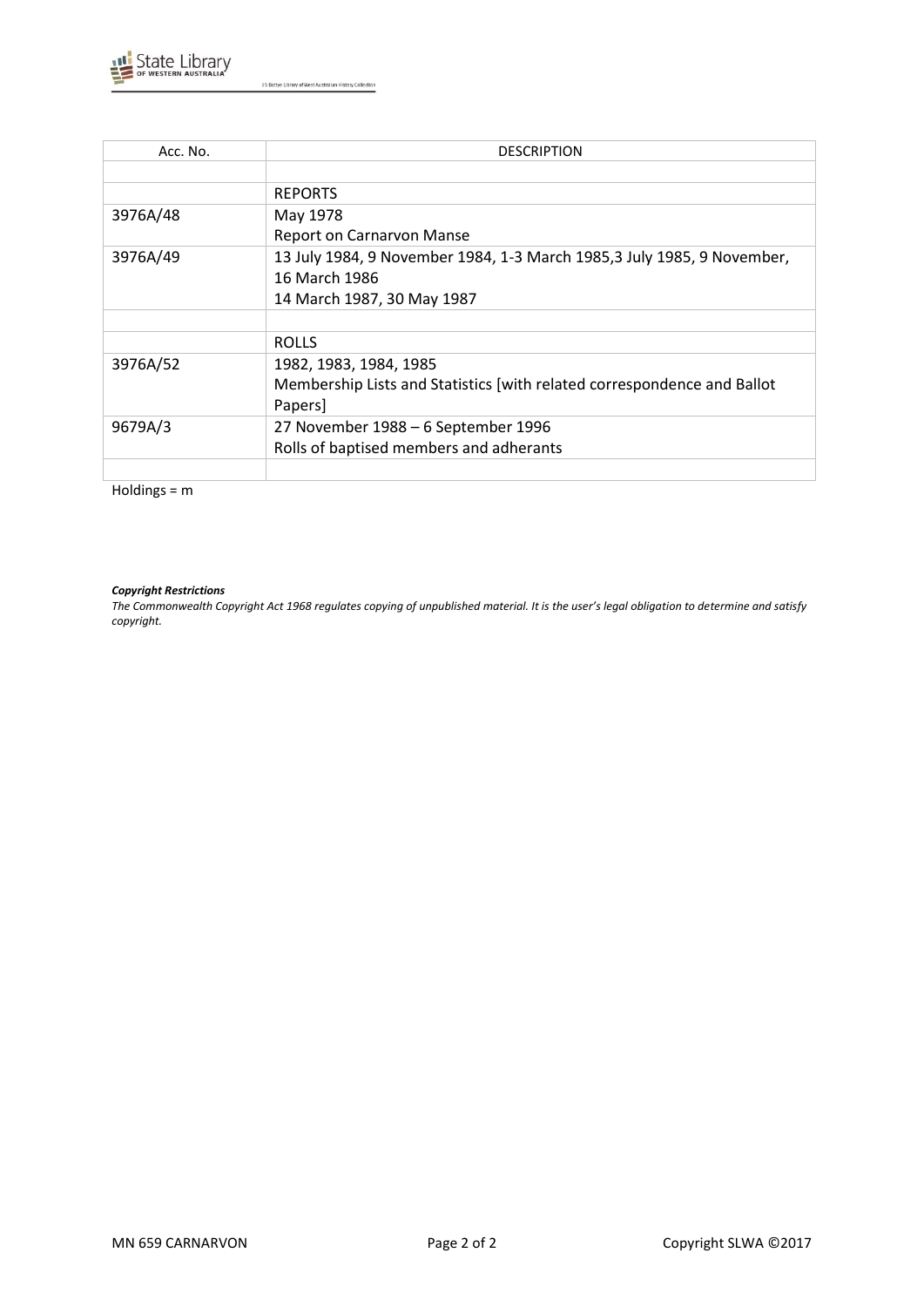| Acc. No. | DESCRIPTION |
|---|---|
| | |
| | REPORTS |
| 3976A/48 | May 1978<br>Report on Carnarvon Manse |
| 3976A/49 | 13 July 1984, 9 November 1984, 1-3 March 1985,3 July 1985, 9 November, 16 March 1986<br>14 March 1987, 30 May 1987 |
| | |
| | ROLLS |
| 3976A/52 | 1982, 1983, 1984, 1985<br>Membership Lists and Statistics [with related correspondence and Ballot Papers] |
| 9679A/3 | 27 November 1988 – 6 September 1996<br>Rolls of baptised members and adherants |
| | |

Holdings = m

***Copyright Restrictions***

*The Commonwealth Copyright Act 1968 regulates copying of unpublished material. It is the user's legal obligation to determine and satisfy copyright.*